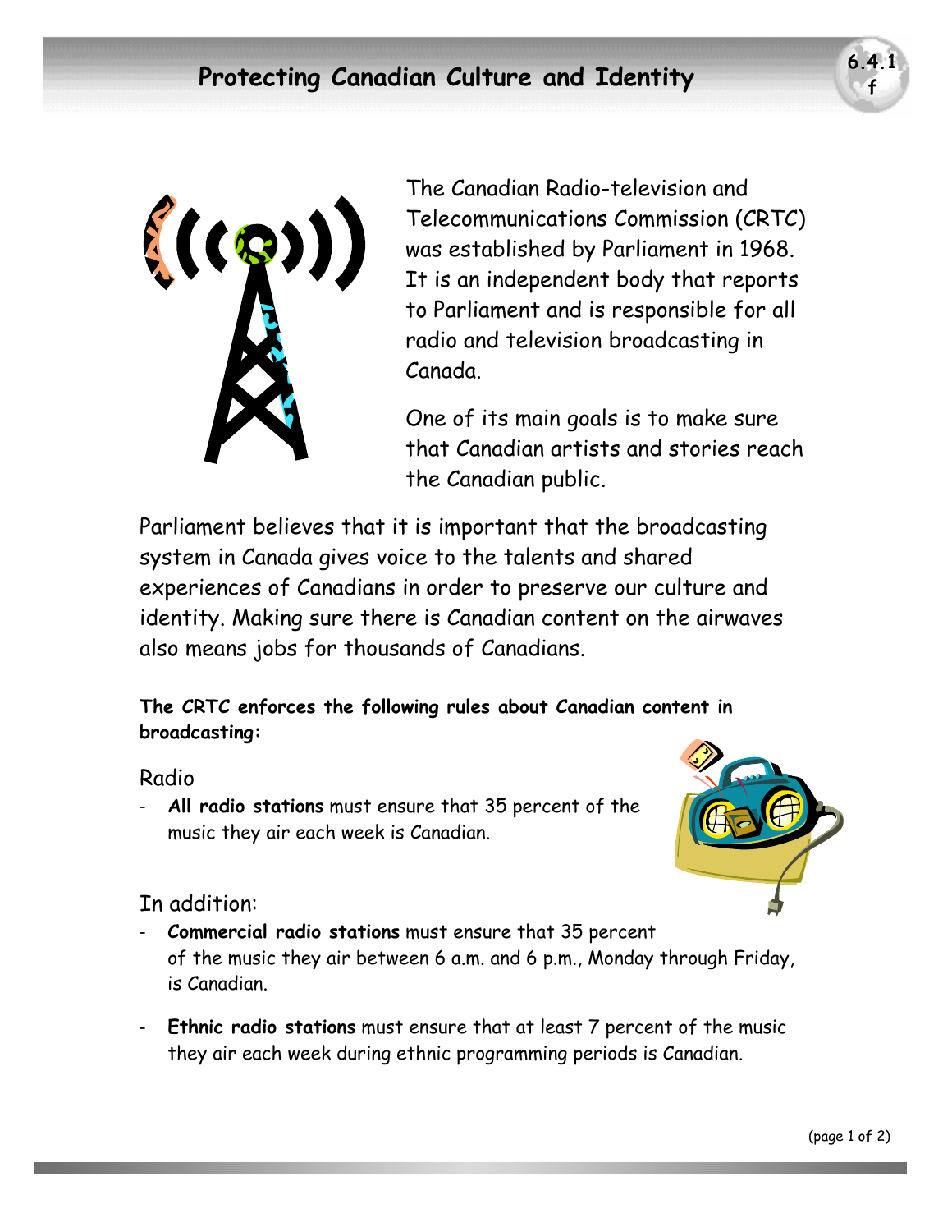# Protecting Canadian Culture and Identity

The Canadian Radio-television and Telecommunications Commission (CRTC) was established by Parliament in 1968. It is an independent body that reports to Parliament and is responsible for all radio and television broadcasting in Canada.

One of its main goals is to make sure that Canadian artists and stories reach the Canadian public.

Parliament believes that it is important that the broadcasting system in Canada gives voice to the talents and shared experiences of Canadians in order to preserve our culture and identity. Making sure there is Canadian content on the airwaves also means jobs for thousands of Canadians.

**The CRTC enforces the following rules about Canadian content in broadcasting:**

## Radio

- **All radio stations** must ensure that 35 percent of the music they air each week is Canadian.

In addition:

- **Commercial radio stations** must ensure that 35 percent of the music they air between 6 a.m. and 6 p.m., Monday through Friday, is Canadian.
- **Ethnic radio stations** must ensure that at least 7 percent of the music they air each week during ethnic programming periods is Canadian.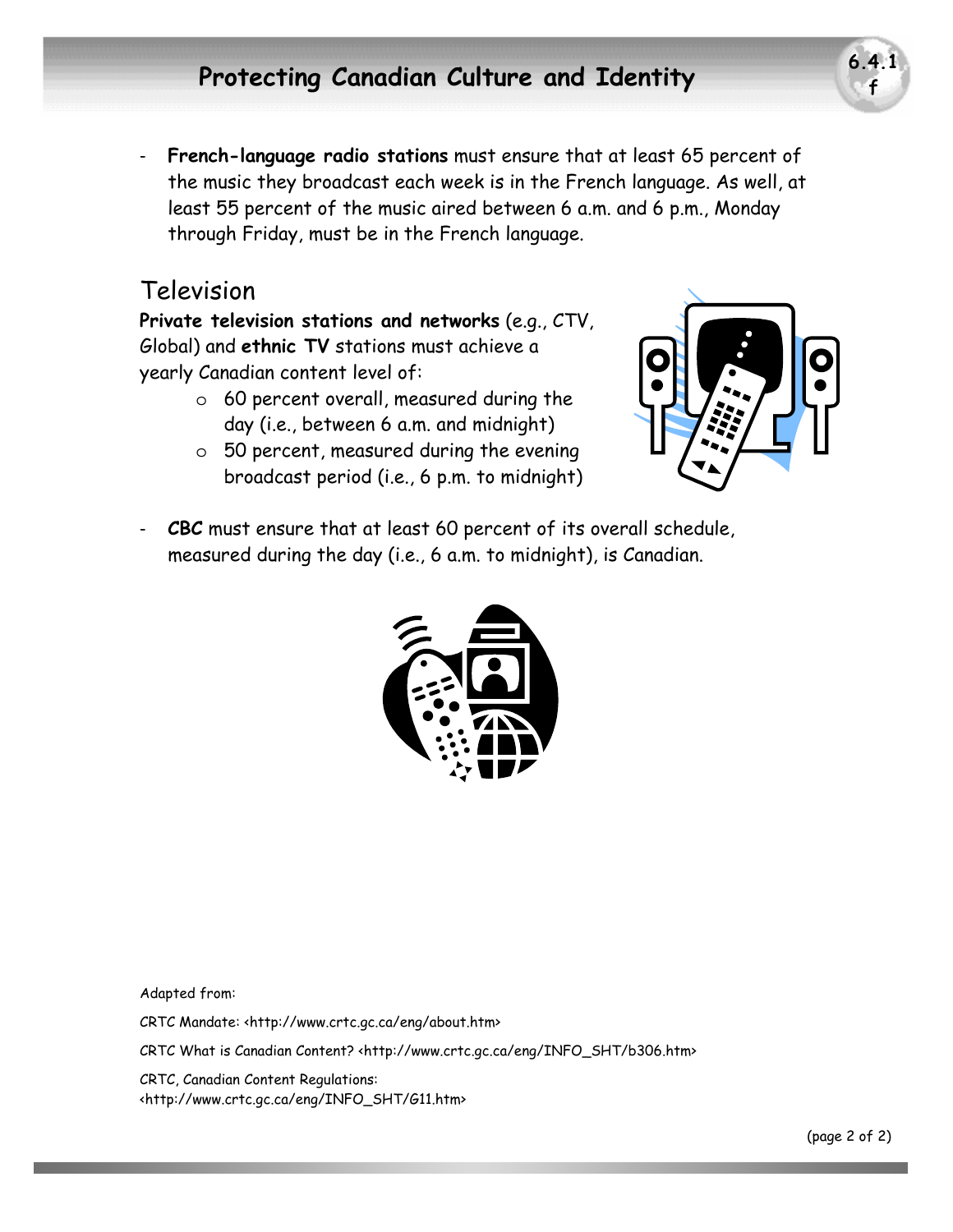- **French-language radio stations** must ensure that at least 65 percent of the music they broadcast each week is in the French language. As well, at least 55 percent of the music aired between 6 a.m. and 6 p.m., Monday through Friday, must be in the French language.

## Television

**Private television stations and networks** (e.g., CTV, Global) and **ethnic TV** stations must achieve a yearly Canadian content level of:

- 60 percent overall, measured during the day (i.e., between 6 a.m. and midnight)
- 50 percent, measured during the evening broadcast period (i.e., 6 p.m. to midnight)

- **CBC** must ensure that at least 60 percent of its overall schedule, measured during the day (i.e., 6 a.m. to midnight), is Canadian.

Adapted from:

CRTC Mandate: <http://www.crtc.gc.ca/eng/about.htm>

CRTC What is Canadian Content? <http://www.crtc.gc.ca/eng/INFO_SHT/b306.htm>

CRTC, Canadian Content Regulations: <http://www.crtc.gc.ca/eng/INFO_SHT/G11.htm>